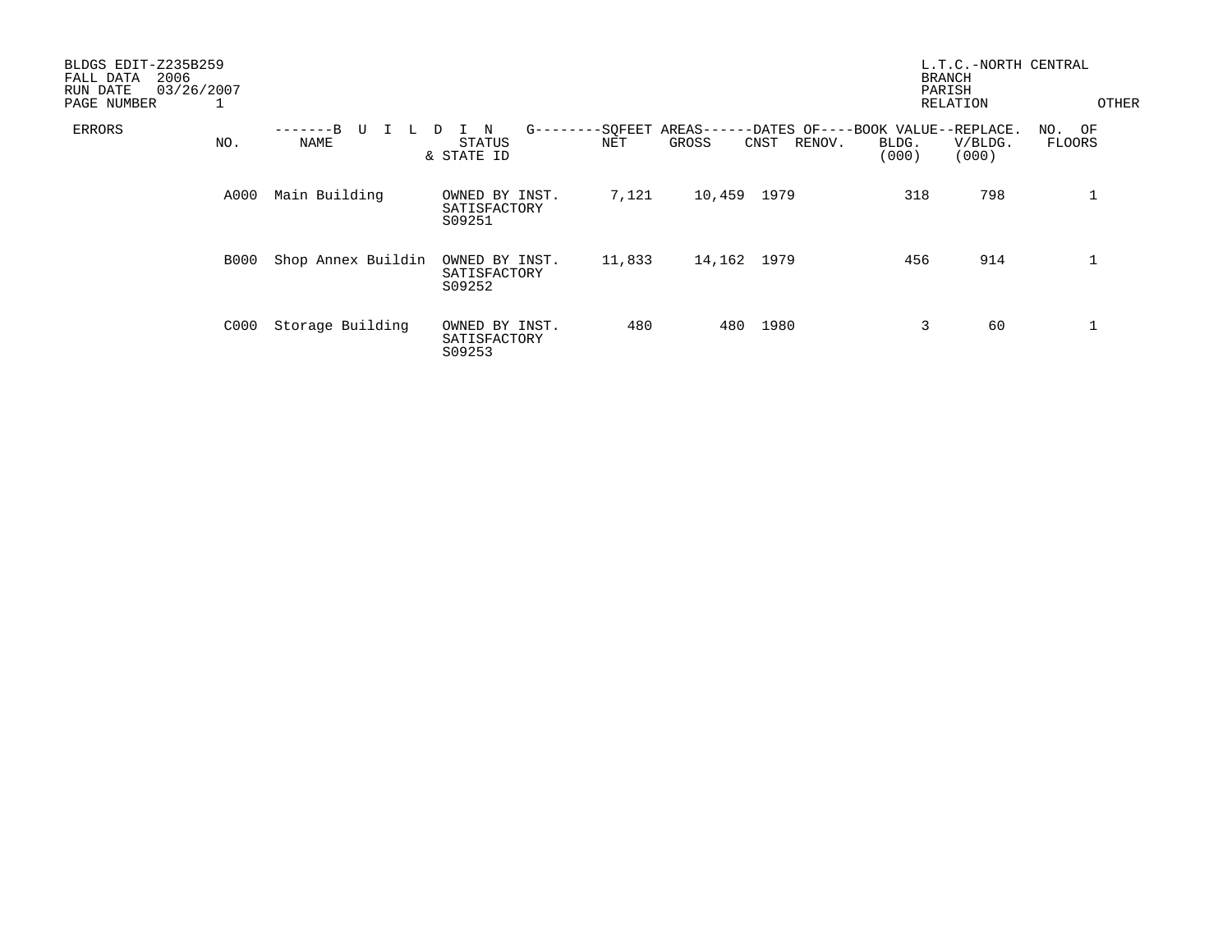BLDGS EDIT-Z235B259
FALL DATA 2006
RUN DATE 03/26/2007
PAGE NUMBER 1

L.T.C.-NORTH CENTRAL
BRANCH
PARISH
RELATION

OTHER

| ERRORS | NO. | BUILDING NAME | STATUS & STATE ID | SQFEET AREAS NET | SQFEET AREAS GROSS | DATES OF CNST | DATES OF RENOV. | BOOK VALUE BLDG. (000) | REPLACE. V/BLDG. (000) | NO. OF FLOORS |
|---|---|---|---|---|---|---|---|---|---|---|
| | A000 | Main Building | OWNED BY INST. SATISFACTORY S09251 | 7,121 | 10,459 | 1979 | | 318 | 798 | 1 |
| | B000 | Shop Annex Buildin | OWNED BY INST. SATISFACTORY S09252 | 11,833 | 14,162 | 1979 | | 456 | 914 | 1 |
| | C000 | Storage Building | OWNED BY INST. SATISFACTORY S09253 | 480 | 480 | 1980 | | 3 | 60 | 1 |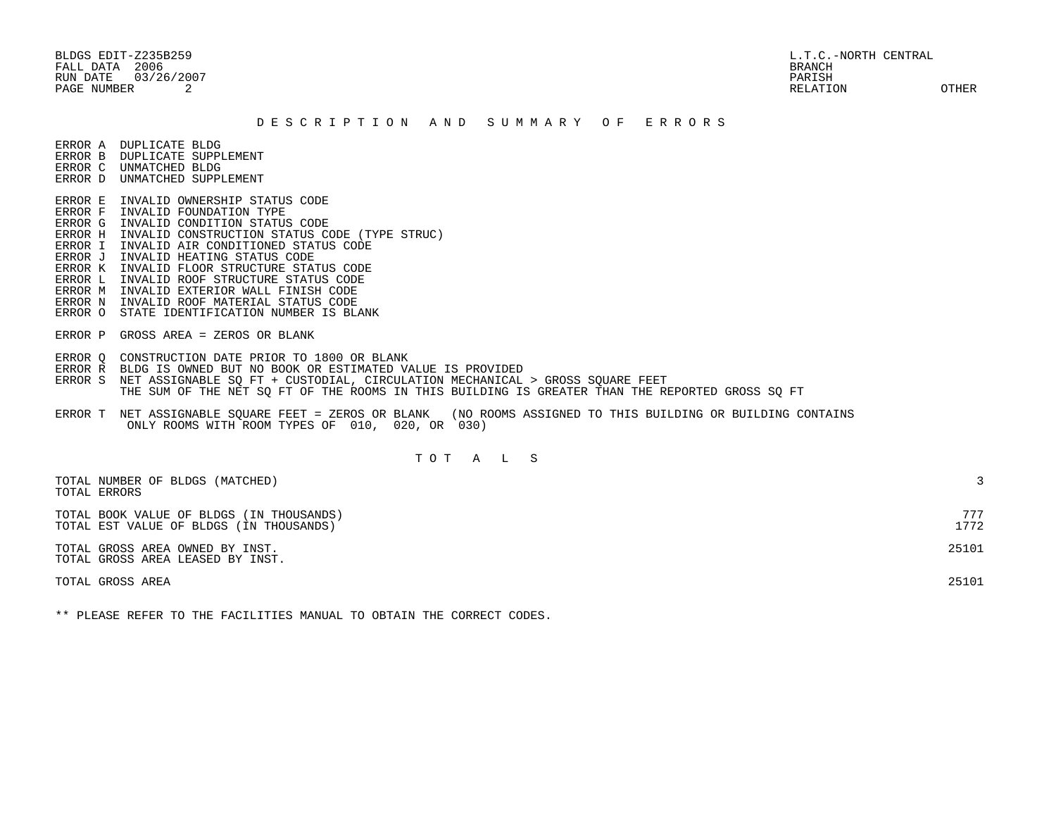BLDGS EDIT-Z235B259
FALL DATA 2006
RUN DATE 03/26/2007
PAGE NUMBER 2

L.T.C.-NORTH CENTRAL
BRANCH
PARISH
RELATION OTHER

## D E S C R I P T I O N   A N D   S U M M A R Y   O F   E R R O R S

ERROR A  DUPLICATE BLDG
ERROR B  DUPLICATE SUPPLEMENT
ERROR C  UNMATCHED BLDG
ERROR D  UNMATCHED SUPPLEMENT

ERROR E  INVALID OWNERSHIP STATUS CODE
ERROR F  INVALID FOUNDATION TYPE
ERROR G  INVALID CONDITION STATUS CODE
ERROR H  INVALID CONSTRUCTION STATUS CODE (TYPE STRUC)
ERROR I  INVALID AIR CONDITIONED STATUS CODE
ERROR J  INVALID HEATING STATUS CODE
ERROR K  INVALID FLOOR STRUCTURE STATUS CODE
ERROR L  INVALID ROOF STRUCTURE STATUS CODE
ERROR M  INVALID EXTERIOR WALL FINISH CODE
ERROR N  INVALID ROOF MATERIAL STATUS CODE
ERROR O  STATE IDENTIFICATION NUMBER IS BLANK

ERROR P  GROSS AREA = ZEROS OR BLANK

ERROR Q  CONSTRUCTION DATE PRIOR TO 1800 OR BLANK
ERROR R  BLDG IS OWNED BUT NO BOOK OR ESTIMATED VALUE IS PROVIDED
ERROR S  NET ASSIGNABLE SQ FT + CUSTODIAL, CIRCULATION MECHANICAL > GROSS SQUARE FEET
THE SUM OF THE NET SQ FT OF THE ROOMS IN THIS BUILDING IS GREATER THAN THE REPORTED GROSS SQ FT

ERROR T  NET ASSIGNABLE SQUARE FEET = ZEROS OR BLANK   (NO ROOMS ASSIGNED TO THIS BUILDING OR BUILDING CONTAINS ONLY ROOMS WITH ROOM TYPES OF 010, 020, OR 030)

## T O T A L S

| | |
|---|---|
| TOTAL NUMBER OF BLDGS (MATCHED) | 3 |
| TOTAL ERRORS | |
| TOTAL BOOK VALUE OF BLDGS (IN THOUSANDS) | 777 |
| TOTAL EST VALUE OF BLDGS (IN THOUSANDS) | 1772 |
| TOTAL GROSS AREA OWNED BY INST. | 25101 |
| TOTAL GROSS AREA LEASED BY INST. | |
| TOTAL GROSS AREA | 25101 |

** PLEASE REFER TO THE FACILITIES MANUAL TO OBTAIN THE CORRECT CODES.